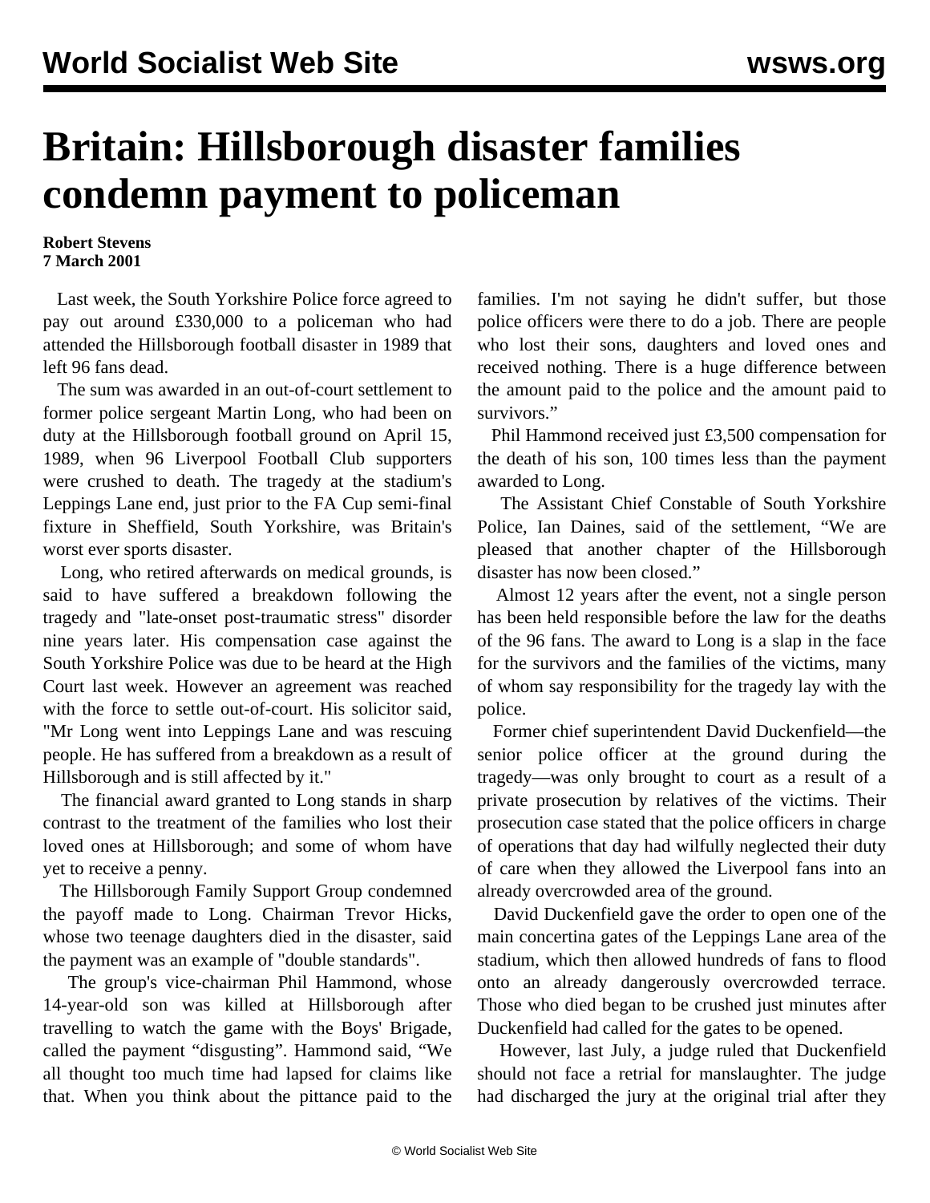# Britain: Hillsborough disaster families condemn payment to policeman

**Robert Stevens**
**7 March 2001**

Last week, the South Yorkshire Police force agreed to pay out around £330,000 to a policeman who had attended the Hillsborough football disaster in 1989 that left 96 fans dead.

The sum was awarded in an out-of-court settlement to former police sergeant Martin Long, who had been on duty at the Hillsborough football ground on April 15, 1989, when 96 Liverpool Football Club supporters were crushed to death. The tragedy at the stadium's Leppings Lane end, just prior to the FA Cup semi-final fixture in Sheffield, South Yorkshire, was Britain's worst ever sports disaster.

Long, who retired afterwards on medical grounds, is said to have suffered a breakdown following the tragedy and "late-onset post-traumatic stress" disorder nine years later. His compensation case against the South Yorkshire Police was due to be heard at the High Court last week. However an agreement was reached with the force to settle out-of-court. His solicitor said, "Mr Long went into Leppings Lane and was rescuing people. He has suffered from a breakdown as a result of Hillsborough and is still affected by it."

The financial award granted to Long stands in sharp contrast to the treatment of the families who lost their loved ones at Hillsborough; and some of whom have yet to receive a penny.

The Hillsborough Family Support Group condemned the payoff made to Long. Chairman Trevor Hicks, whose two teenage daughters died in the disaster, said the payment was an example of "double standards".

The group's vice-chairman Phil Hammond, whose 14-year-old son was killed at Hillsborough after travelling to watch the game with the Boys' Brigade, called the payment "disgusting". Hammond said, "We all thought too much time had lapsed for claims like that. When you think about the pittance paid to the families. I'm not saying he didn't suffer, but those police officers were there to do a job. There are people who lost their sons, daughters and loved ones and received nothing. There is a huge difference between the amount paid to the police and the amount paid to survivors."

Phil Hammond received just £3,500 compensation for the death of his son, 100 times less than the payment awarded to Long.

The Assistant Chief Constable of South Yorkshire Police, Ian Daines, said of the settlement, "We are pleased that another chapter of the Hillsborough disaster has now been closed."

Almost 12 years after the event, not a single person has been held responsible before the law for the deaths of the 96 fans. The award to Long is a slap in the face for the survivors and the families of the victims, many of whom say responsibility for the tragedy lay with the police.

Former chief superintendent David Duckenfield—the senior police officer at the ground during the tragedy—was only brought to court as a result of a private prosecution by relatives of the victims. Their prosecution case stated that the police officers in charge of operations that day had wilfully neglected their duty of care when they allowed the Liverpool fans into an already overcrowded area of the ground.

David Duckenfield gave the order to open one of the main concertina gates of the Leppings Lane area of the stadium, which then allowed hundreds of fans to flood onto an already dangerously overcrowded terrace. Those who died began to be crushed just minutes after Duckenfield had called for the gates to be opened.

However, last July, a judge ruled that Duckenfield should not face a retrial for manslaughter. The judge had discharged the jury at the original trial after they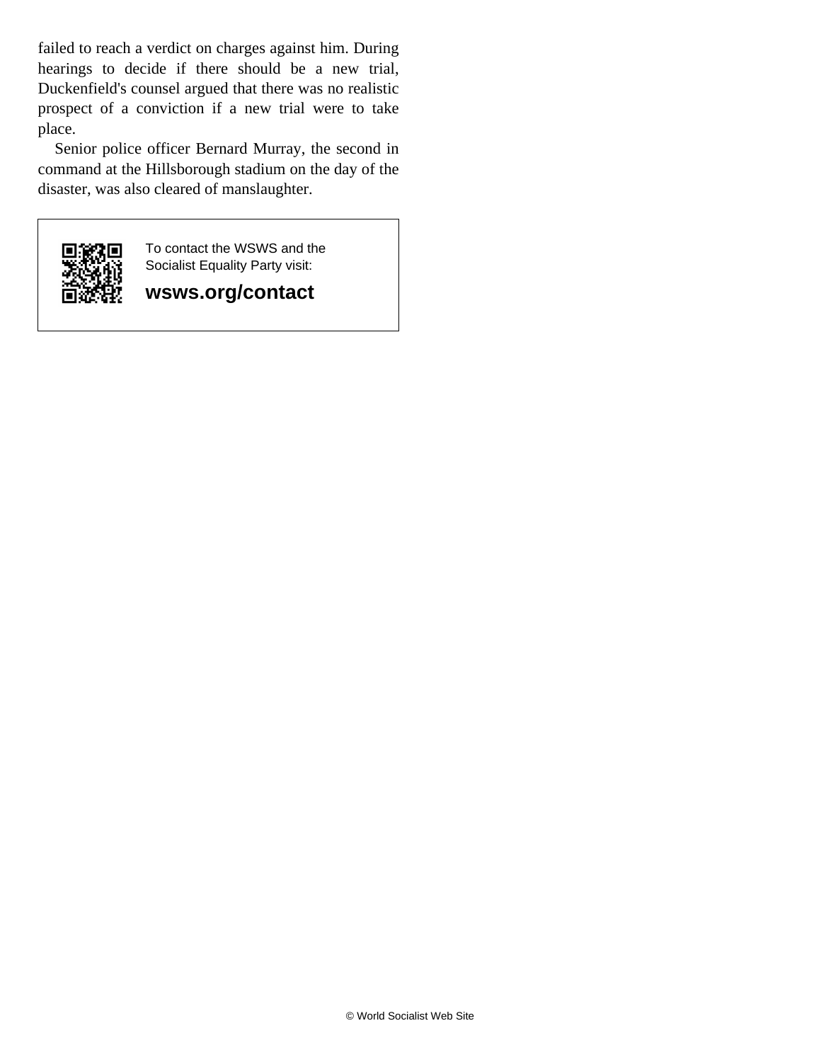failed to reach a verdict on charges against him. During hearings to decide if there should be a new trial, Duckenfield's counsel argued that there was no realistic prospect of a conviction if a new trial were to take place.

Senior police officer Bernard Murray, the second in command at the Hillsborough stadium on the day of the disaster, was also cleared of manslaughter.

To contact the WSWS and the Socialist Equality Party visit:

**wsws.org/contact**